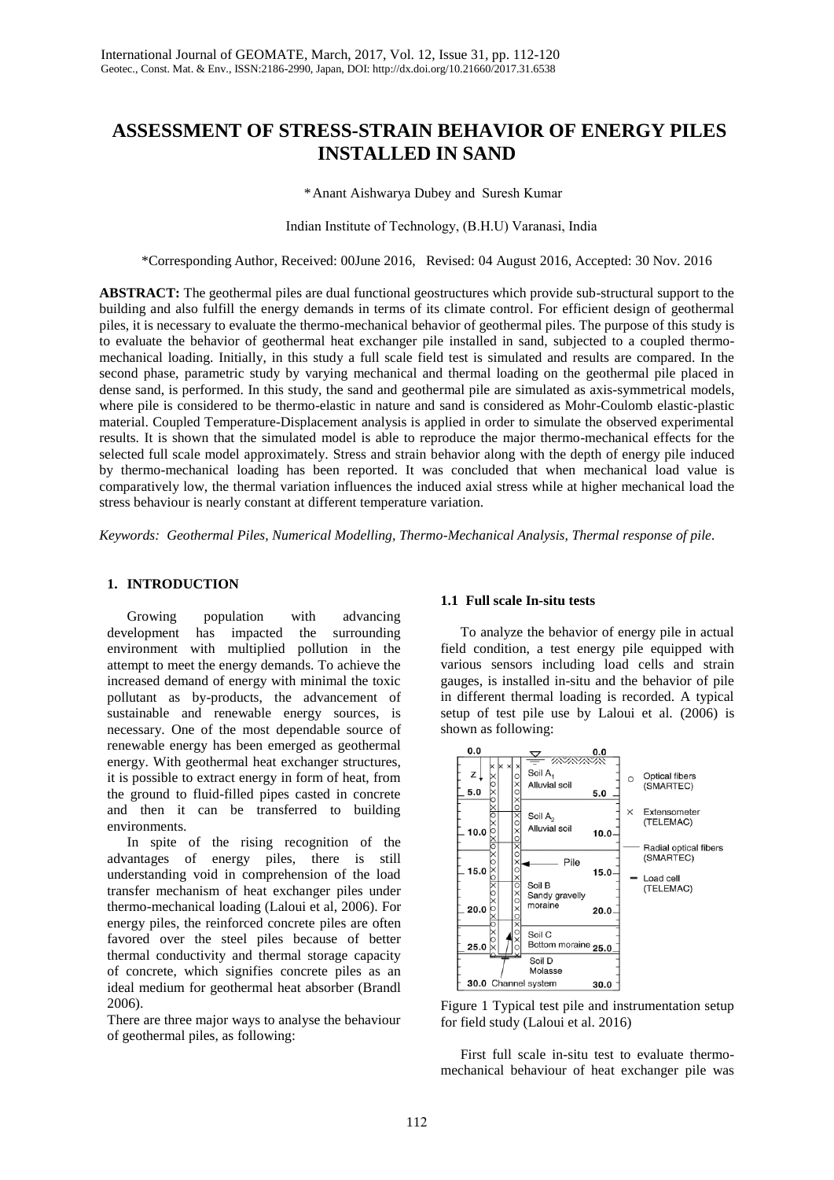# ASSESSMENT OF STRESS-STRAIN BEHAVIOR OF ENERGY PILES INSTALLED IN SAND

\*Anant Aishwarya Dubey and Suresh Kumar

Indian Institute of Technology, (B.H.U) Varanasi, India

\*Corresponding Author, Received: 00June 2016, Revised: 04 August 2016, Accepted: 30 Nov. 2016

**ABSTRACT:** The geothermal piles are dual functional geostructures which provide sub-structural support to the building and also fulfill the energy demands in terms of its climate control. For efficient design of geothermal piles, it is necessary to evaluate the thermo-mechanical behavior of geothermal piles. The purpose of this study is to evaluate the behavior of geothermal heat exchanger pile installed in sand, subjected to a coupled thermo-mechanical loading. Initially, in this study a full scale field test is simulated and results are compared. In the second phase, parametric study by varying mechanical and thermal loading on the geothermal pile placed in dense sand, is performed. In this study, the sand and geothermal pile are simulated as axis-symmetrical models, where pile is considered to be thermo-elastic in nature and sand is considered as Mohr-Coulomb elastic-plastic material. Coupled Temperature-Displacement analysis is applied in order to simulate the observed experimental results. It is shown that the simulated model is able to reproduce the major thermo-mechanical effects for the selected full scale model approximately. Stress and strain behavior along with the depth of energy pile induced by thermo-mechanical loading has been reported. It was concluded that when mechanical load value is comparatively low, the thermal variation influences the induced axial stress while at higher mechanical load the stress behaviour is nearly constant at different temperature variation.

*Keywords: Geothermal Piles, Numerical Modelling, Thermo-Mechanical Analysis, Thermal response of pile.*

## 1. INTRODUCTION

Growing population with advancing development has impacted the surrounding environment with multiplied pollution in the attempt to meet the energy demands. To achieve the increased demand of energy with minimal the toxic pollutant as by-products, the advancement of sustainable and renewable energy sources, is necessary. One of the most dependable source of renewable energy has been emerged as geothermal energy. With geothermal heat exchanger structures, it is possible to extract energy in form of heat, from the ground to fluid-filled pipes casted in concrete and then it can be transferred to building environments.

In spite of the rising recognition of the advantages of energy piles, there is still understanding void in comprehension of the load transfer mechanism of heat exchanger piles under thermo-mechanical loading (Laloui et al, 2006). For energy piles, the reinforced concrete piles are often favored over the steel piles because of better thermal conductivity and thermal storage capacity of concrete, which signifies concrete piles as an ideal medium for geothermal heat absorber (Brandl 2006).

There are three major ways to analyse the behaviour of geothermal piles, as following:

### 1.1 Full scale In-situ tests

To analyze the behavior of energy pile in actual field condition, a test energy pile equipped with various sensors including load cells and strain gauges, is installed in-situ and the behavior of pile in different thermal loading is recorded. A typical setup of test pile use by Laloui et al. (2006) is shown as following:

Figure 1 Typical test pile and instrumentation setup for field study (Laloui et al. 2016)

First full scale in-situ test to evaluate thermo-mechanical behaviour of heat exchanger pile was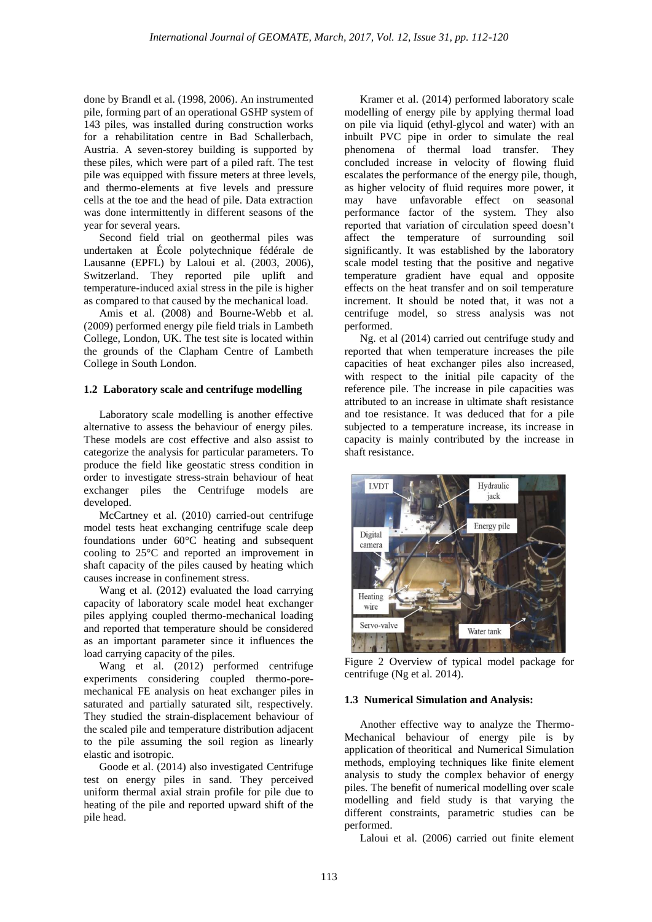done by Brandl et al. (1998, 2006). An instrumented pile, forming part of an operational GSHP system of 143 piles, was installed during construction works for a rehabilitation centre in Bad Schallerbach, Austria. A seven-storey building is supported by these piles, which were part of a piled raft. The test pile was equipped with fissure meters at three levels, and thermo-elements at five levels and pressure cells at the toe and the head of pile. Data extraction was done intermittently in different seasons of the year for several years.

Second field trial on geothermal piles was undertaken at École polytechnique fédérale de Lausanne (EPFL) by Laloui et al. (2003, 2006), Switzerland. They reported pile uplift and temperature-induced axial stress in the pile is higher as compared to that caused by the mechanical load.

Amis et al. (2008) and Bourne-Webb et al. (2009) performed energy pile field trials in Lambeth College, London, UK. The test site is located within the grounds of the Clapham Centre of Lambeth College in South London.

### 1.2 Laboratory scale and centrifuge modelling

Laboratory scale modelling is another effective alternative to assess the behaviour of energy piles. These models are cost effective and also assist to categorize the analysis for particular parameters. To produce the field like geostatic stress condition in order to investigate stress-strain behaviour of heat exchanger piles the Centrifuge models are developed.

McCartney et al. (2010) carried-out centrifuge model tests heat exchanging centrifuge scale deep foundations under 60°C heating and subsequent cooling to 25°C and reported an improvement in shaft capacity of the piles caused by heating which causes increase in confinement stress.

Wang et al. (2012) evaluated the load carrying capacity of laboratory scale model heat exchanger piles applying coupled thermo-mechanical loading and reported that temperature should be considered as an important parameter since it influences the load carrying capacity of the piles.

Wang et al. (2012) performed centrifuge experiments considering coupled thermo-pore-mechanical FE analysis on heat exchanger piles in saturated and partially saturated silt, respectively. They studied the strain-displacement behaviour of the scaled pile and temperature distribution adjacent to the pile assuming the soil region as linearly elastic and isotropic.

Goode et al. (2014) also investigated Centrifuge test on energy piles in sand. They perceived uniform thermal axial strain profile for pile due to heating of the pile and reported upward shift of the pile head.

Kramer et al. (2014) performed laboratory scale modelling of energy pile by applying thermal load on pile via liquid (ethyl-glycol and water) with an inbuilt PVC pipe in order to simulate the real phenomena of thermal load transfer. They concluded increase in velocity of flowing fluid escalates the performance of the energy pile, though, as higher velocity of fluid requires more power, it may have unfavorable effect on seasonal performance factor of the system. They also reported that variation of circulation speed doesn't affect the temperature of surrounding soil significantly. It was established by the laboratory scale model testing that the positive and negative temperature gradient have equal and opposite effects on the heat transfer and on soil temperature increment. It should be noted that, it was not a centrifuge model, so stress analysis was not performed.

Ng. et al (2014) carried out centrifuge study and reported that when temperature increases the pile capacities of heat exchanger piles also increased, with respect to the initial pile capacity of the reference pile. The increase in pile capacities was attributed to an increase in ultimate shaft resistance and toe resistance. It was deduced that for a pile subjected to a temperature increase, its increase in capacity is mainly contributed by the increase in shaft resistance.

Figure 2 Overview of typical model package for centrifuge (Ng et al. 2014).

### 1.3 Numerical Simulation and Analysis:

Another effective way to analyze the Thermo-Mechanical behaviour of energy pile is by application of theoritical and Numerical Simulation methods, employing techniques like finite element analysis to study the complex behavior of energy piles. The benefit of numerical modelling over scale modelling and field study is that varying the different constraints, parametric studies can be performed.

Laloui et al. (2006) carried out finite element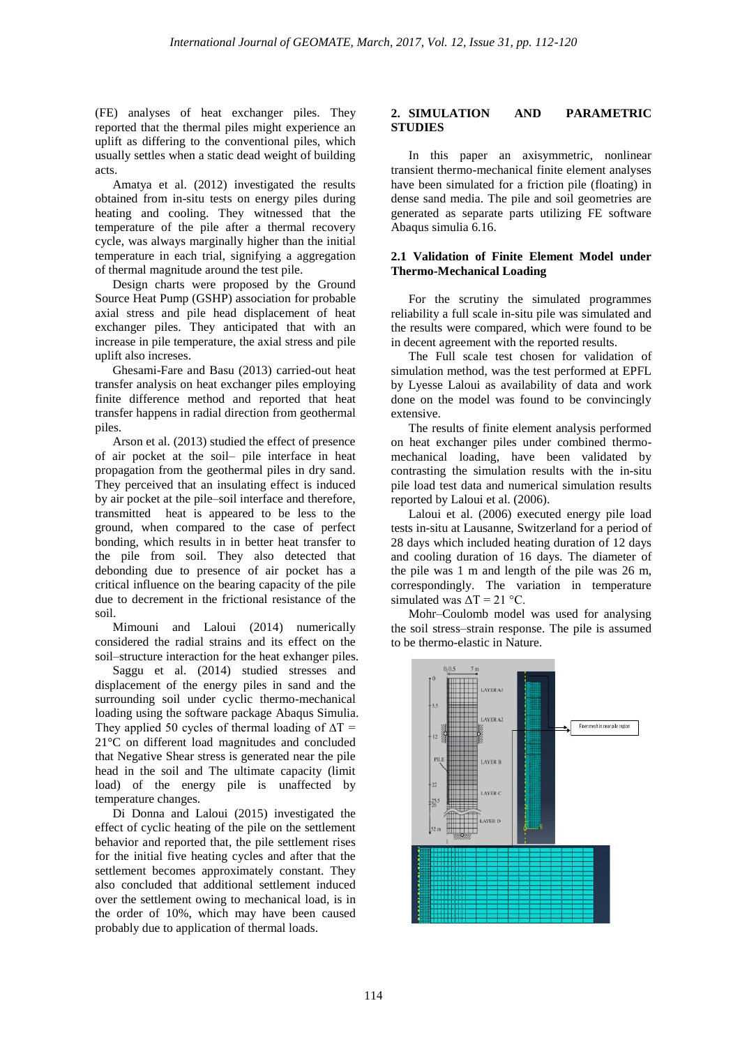(FE) analyses of heat exchanger piles. They reported that the thermal piles might experience an uplift as differing to the conventional piles, which usually settles when a static dead weight of building acts.

Amatya et al. (2012) investigated the results obtained from in-situ tests on energy piles during heating and cooling. They witnessed that the temperature of the pile after a thermal recovery cycle, was always marginally higher than the initial temperature in each trial, signifying a aggregation of thermal magnitude around the test pile.

Design charts were proposed by the Ground Source Heat Pump (GSHP) association for probable axial stress and pile head displacement of heat exchanger piles. They anticipated that with an increase in pile temperature, the axial stress and pile uplift also increses.

Ghesami-Fare and Basu (2013) carried-out heat transfer analysis on heat exchanger piles employing finite difference method and reported that heat transfer happens in radial direction from geothermal piles.

Arson et al. (2013) studied the effect of presence of air pocket at the soil– pile interface in heat propagation from the geothermal piles in dry sand. They perceived that an insulating effect is induced by air pocket at the pile–soil interface and therefore, transmitted heat is appeared to be less to the ground, when compared to the case of perfect bonding, which results in in better heat transfer to the pile from soil. They also detected that debonding due to presence of air pocket has a critical influence on the bearing capacity of the pile due to decrement in the frictional resistance of the soil.

Mimouni and Laloui (2014) numerically considered the radial strains and its effect on the soil–structure interaction for the heat exhanger piles.

Saggu et al. (2014) studied stresses and displacement of the energy piles in sand and the surrounding soil under cyclic thermo-mechanical loading using the software package Abaqus Simulia. They applied 50 cycles of thermal loading of $\Delta T = 21°C$ on different load magnitudes and concluded that Negative Shear stress is generated near the pile head in the soil and The ultimate capacity (limit load) of the energy pile is unaffected by temperature changes.

Di Donna and Laloui (2015) investigated the effect of cyclic heating of the pile on the settlement behavior and reported that, the pile settlement rises for the initial five heating cycles and after that the settlement becomes approximately constant. They also concluded that additional settlement induced over the settlement owing to mechanical load, is in the order of 10%, which may have been caused probably due to application of thermal loads.

## 2. SIMULATION AND PARAMETRIC STUDIES

In this paper an axisymmetric, nonlinear transient thermo-mechanical finite element analyses have been simulated for a friction pile (floating) in dense sand media. The pile and soil geometries are generated as separate parts utilizing FE software Abaqus simulia 6.16.

### 2.1 Validation of Finite Element Model under Thermo-Mechanical Loading

For the scrutiny the simulated programmes reliability a full scale in-situ pile was simulated and the results were compared, which were found to be in decent agreement with the reported results.

The Full scale test chosen for validation of simulation method, was the test performed at EPFL by Lyesse Laloui as availability of data and work done on the model was found to be convincingly extensive.

The results of finite element analysis performed on heat exchanger piles under combined thermo-mechanical loading, have been validated by contrasting the simulation results with the in-situ pile load test data and numerical simulation results reported by Laloui et al. (2006).

Laloui et al. (2006) executed energy pile load tests in-situ at Lausanne, Switzerland for a period of 28 days which included heating duration of 12 days and cooling duration of 16 days. The diameter of the pile was 1 m and length of the pile was 26 m, correspondingly. The variation in temperature simulated was $\Delta T = 21$ °C.

Mohr–Coulomb model was used for analysing the soil stress–strain response. The pile is assumed to be thermo-elastic in Nature.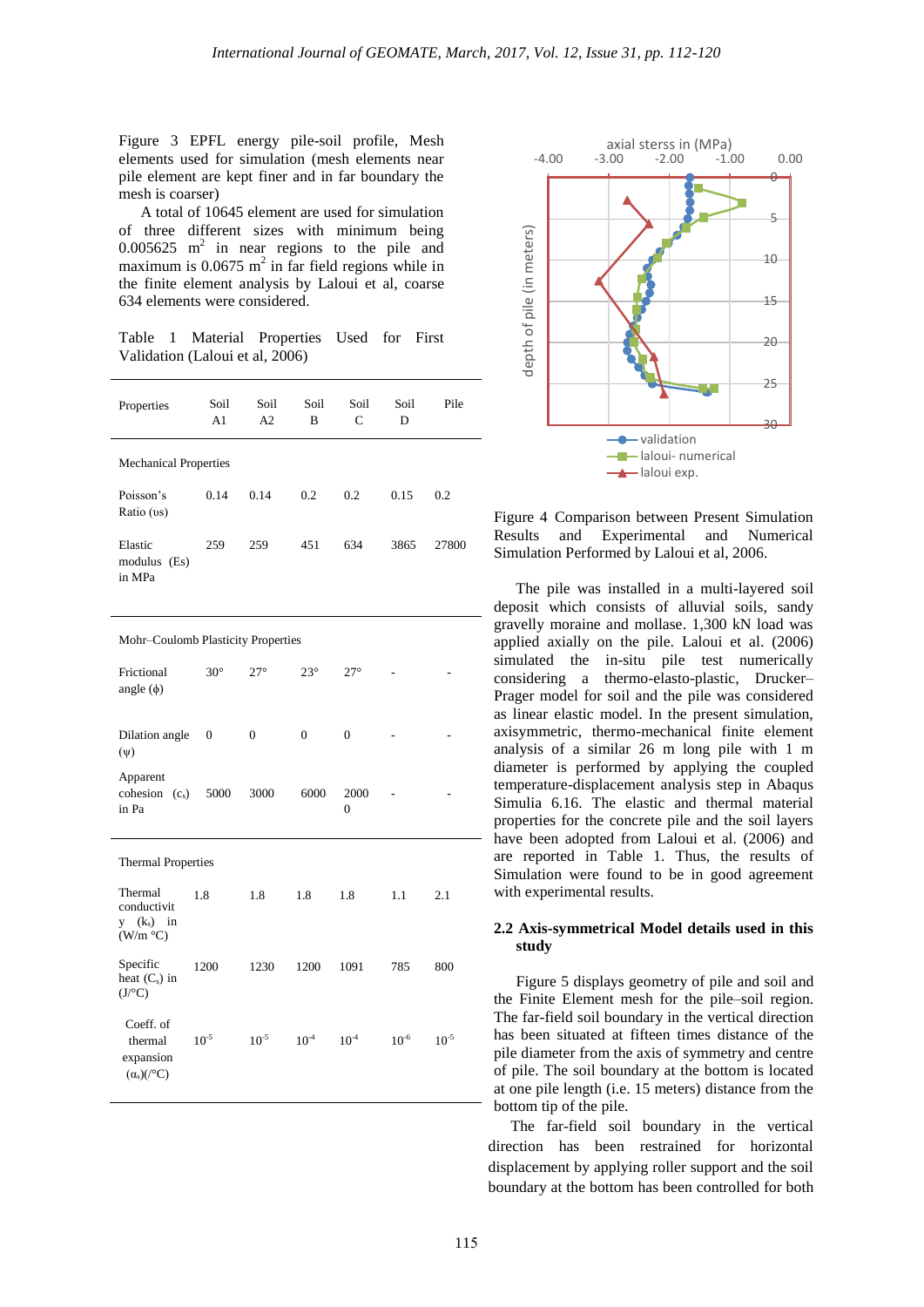Figure 3 EPFL energy pile-soil profile, Mesh elements used for simulation (mesh elements near pile element are kept finer and in far boundary the mesh is coarser)

A total of 10645 element are used for simulation of three different sizes with minimum being 0.005625 $m^2$ in near regions to the pile and maximum is 0.0675 $m^2$ in far field regions while in the finite element analysis by Laloui et al, coarse 634 elements were considered.

Table 1 Material Properties Used for First Validation (Laloui et al, 2006)

| Properties | Soil A1 | Soil A2 | Soil B | Soil C | Soil D | Pile |
|---|---|---|---|---|---|---|
| **Mechanical Properties** | | | | | | |
| Poisson's Ratio ($\upsilon$s) | 0.14 | 0.14 | 0.2 | 0.2 | 0.15 | 0.2 |
| Elastic modulus (Es) in MPa | 259 | 259 | 451 | 634 | 3865 | 27800 |
| **Mohr–Coulomb Plasticity Properties** | | | | | | |
| Frictional angle ($\phi$) | 30° | 27° | 23° | 27° | - | - |
| Dilation angle ($\psi$) | 0 | 0 | 0 | 0 | - | - |
| Apparent cohesion ($c_s$) in Pa | 5000 | 3000 | 6000 | 20000 | - | - |
| **Thermal Properties** | | | | | | |
| Thermal conductivity ($k_s$) in (W/m °C) | 1.8 | 1.8 | 1.8 | 1.8 | 1.1 | 2.1 |
| Specific heat ($C_s$) in (J/°C) | 1200 | 1230 | 1200 | 1091 | 785 | 800 |
| Coeff. of thermal expansion ($\alpha_s$)(/°C) | $10^{-5}$ | $10^{-5}$ | $10^{-4}$ | $10^{-4}$ | $10^{-6}$ | $10^{-5}$ |

Figure 4 Comparison between Present Simulation Results and Experimental and Numerical Simulation Performed by Laloui et al, 2006.

The pile was installed in a multi-layered soil deposit which consists of alluvial soils, sandy gravelly moraine and mollase. 1,300 kN load was applied axially on the pile. Laloui et al. (2006) simulated the in-situ pile test numerically considering a thermo-elasto-plastic, Drucker–Prager model for soil and the pile was considered as linear elastic model. In the present simulation, axisymmetric, thermo-mechanical finite element analysis of a similar 26 m long pile with 1 m diameter is performed by applying the coupled temperature-displacement analysis step in Abaqus Simulia 6.16. The elastic and thermal material properties for the concrete pile and the soil layers have been adopted from Laloui et al. (2006) and are reported in Table 1. Thus, the results of Simulation were found to be in good agreement with experimental results.

### 2.2 Axis-symmetrical Model details used in this study

Figure 5 displays geometry of pile and soil and the Finite Element mesh for the pile–soil region. The far-field soil boundary in the vertical direction has been situated at fifteen times distance of the pile diameter from the axis of symmetry and centre of pile. The soil boundary at the bottom is located at one pile length (i.e. 15 meters) distance from the bottom tip of the pile.

The far-field soil boundary in the vertical direction has been restrained for horizontal displacement by applying roller support and the soil boundary at the bottom has been controlled for both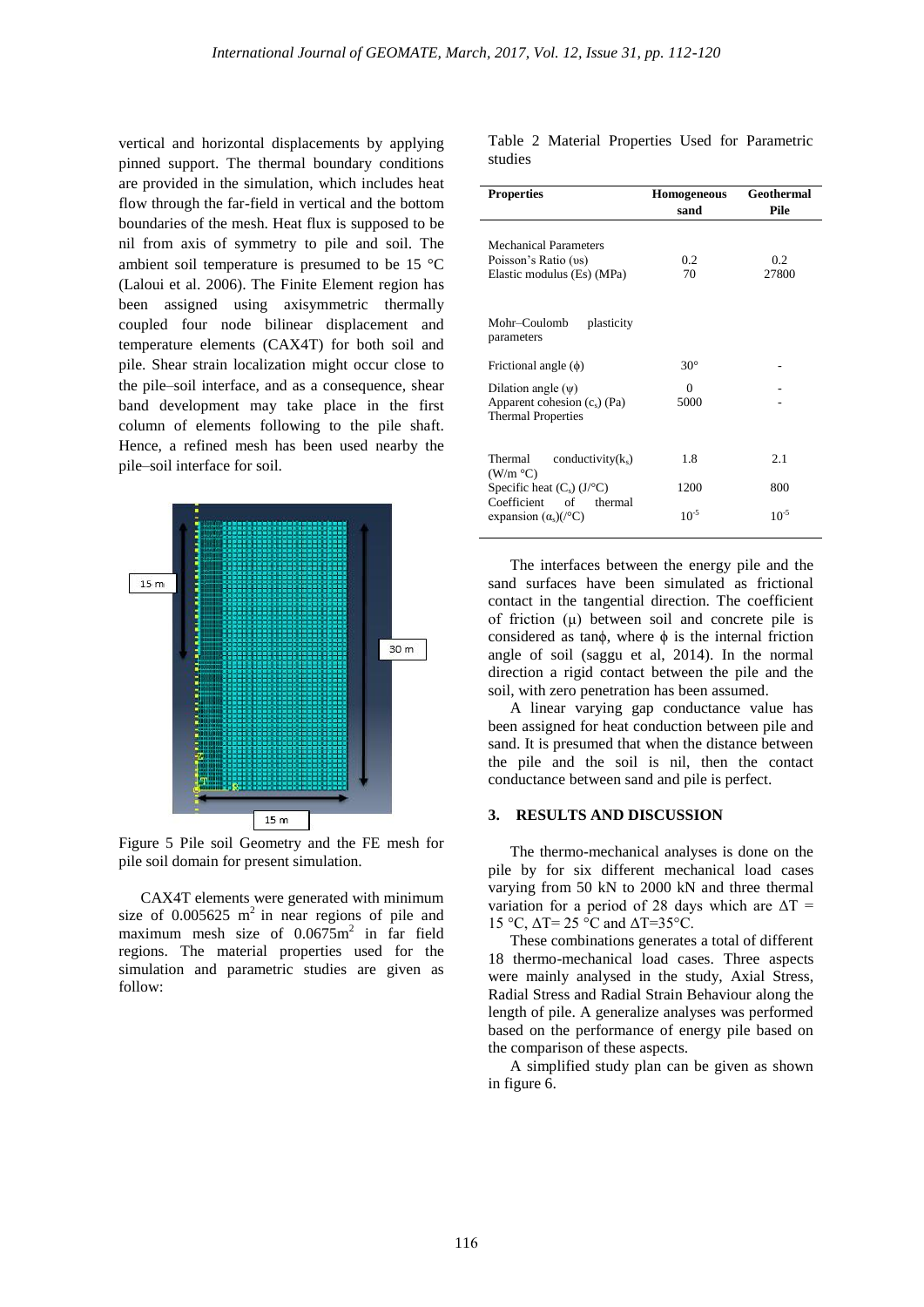vertical and horizontal displacements by applying pinned support. The thermal boundary conditions are provided in the simulation, which includes heat flow through the far-field in vertical and the bottom boundaries of the mesh. Heat flux is supposed to be nil from axis of symmetry to pile and soil. The ambient soil temperature is presumed to be 15 °C (Laloui et al. 2006). The Finite Element region has been assigned using axisymmetric thermally coupled four node bilinear displacement and temperature elements (CAX4T) for both soil and pile. Shear strain localization might occur close to the pile–soil interface, and as a consequence, shear band development may take place in the first column of elements following to the pile shaft. Hence, a refined mesh has been used nearby the pile–soil interface for soil.

Figure 5 Pile soil Geometry and the FE mesh for pile soil domain for present simulation.

CAX4T elements were generated with minimum size of 0.005625 $m^2$ in near regions of pile and maximum mesh size of 0.0675$m^2$ in far field regions. The material properties used for the simulation and parametric studies are given as follow:

Table 2 Material Properties Used for Parametric studies

| Properties | Homogeneous sand | Geothermal Pile |
|---|---|---|
| Mechanical Parameters | | |
| Poisson's Ratio ($\upsilon$s) | 0.2 | 0.2 |
| Elastic modulus (Es) (MPa) | 70 | 27800 |
| Mohr–Coulomb plasticity parameters | | |
| Frictional angle ($\phi$) | 30° | - |
| Dilation angle ($\psi$) | 0 | - |
| Apparent cohesion ($c_s$) (Pa) | 5000 | - |
| Thermal Properties | | |
| Thermal conductivity($k_s$) (W/m °C) | 1.8 | 2.1 |
| Specific heat ($C_s$) (J/°C) | 1200 | 800 |
| Coefficient of thermal expansion ($\alpha_s$)(/°C) | $10^{-5}$ | $10^{-5}$ |

The interfaces between the energy pile and the sand surfaces have been simulated as frictional contact in the tangential direction. The coefficient of friction ($\mu$) between soil and concrete pile is considered as tan$\phi$, where $\phi$ is the internal friction angle of soil (saggu et al, 2014). In the normal direction a rigid contact between the pile and the soil, with zero penetration has been assumed.

A linear varying gap conductance value has been assigned for heat conduction between pile and sand. It is presumed that when the distance between the pile and the soil is nil, then the contact conductance between sand and pile is perfect.

## 3. RESULTS AND DISCUSSION

The thermo-mechanical analyses is done on the pile by for six different mechanical load cases varying from 50 kN to 2000 kN and three thermal variation for a period of 28 days which are $\Delta T$ = 15 °C, $\Delta T$= 25 °C and $\Delta T$=35°C.

These combinations generates a total of different 18 thermo-mechanical load cases. Three aspects were mainly analysed in the study, Axial Stress, Radial Stress and Radial Strain Behaviour along the length of pile. A generalize analyses was performed based on the performance of energy pile based on the comparison of these aspects.

A simplified study plan can be given as shown in figure 6.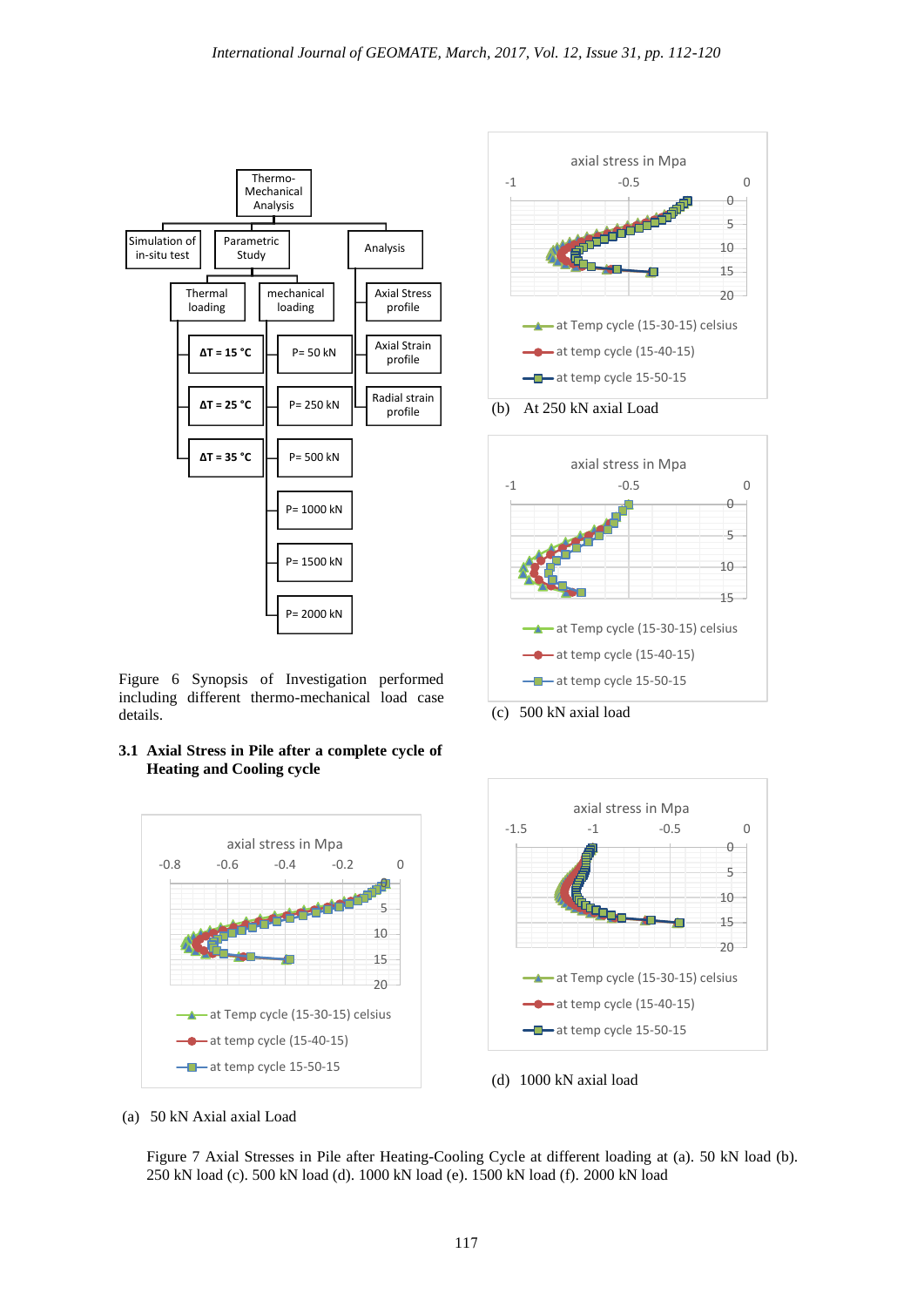Figure 6 Synopsis of Investigation performed including different thermo-mechanical load case details.

### 3.1 Axial Stress in Pile after a complete cycle of Heating and Cooling cycle

(a) 50 kN Axial axial Load

(b) At 250 kN axial Load

(c) 500 kN axial load

(d) 1000 kN axial load

Figure 7 Axial Stresses in Pile after Heating-Cooling Cycle at different loading at (a). 50 kN load (b). 250 kN load (c). 500 kN load (d). 1000 kN load (e). 1500 kN load (f). 2000 kN load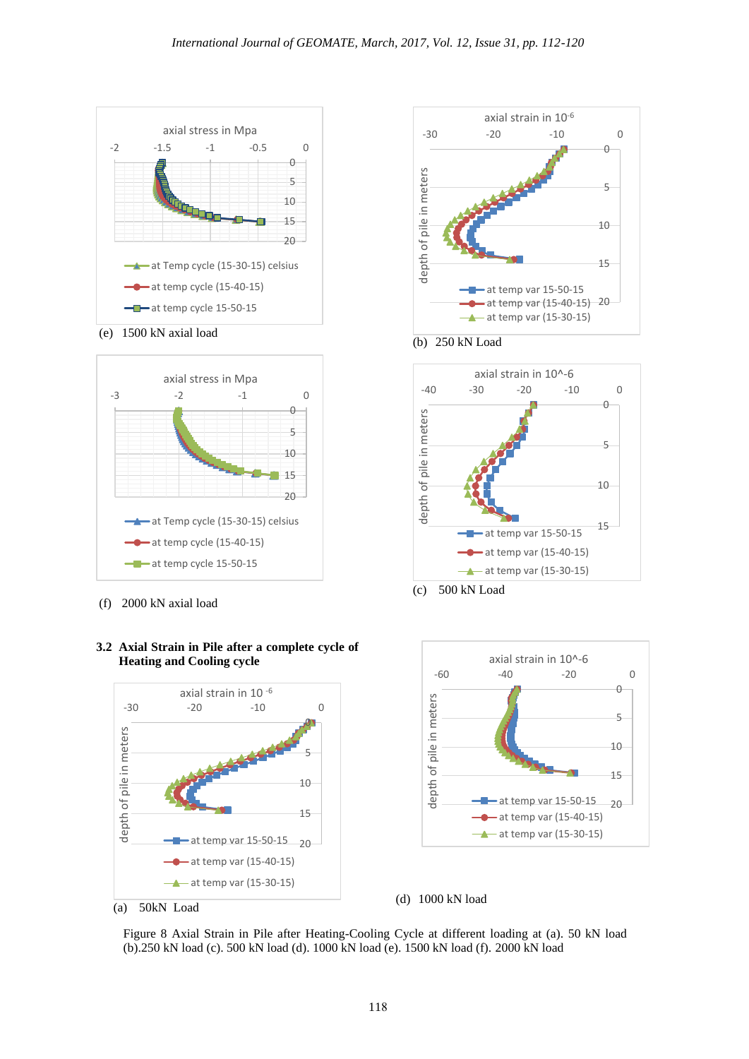axial stress in Mpa

at Temp cycle (15-30-15) celsius
at temp cycle (15-40-15)
at temp cycle 15-50-15

(e) 1500 kN axial load

axial strain in $10^{-6}$

at temp var 15-50-15
at temp var (15-40-15)
at temp var (15-30-15)

(b) 250 kN Load

axial stress in Mpa

at Temp cycle (15-30-15) celsius
at temp cycle (15-40-15)
at temp cycle 15-50-15

(f) 2000 kN axial load

axial strain in 10^-6

at temp var 15-50-15
at temp var (15-40-15)
at temp var (15-30-15)

(c) 500 kN Load

### 3.2 Axial Strain in Pile after a complete cycle of Heating and Cooling cycle

axial strain in $10^{-6}$

at temp var 15-50-15
at temp var (15-40-15)
at temp var (15-30-15)

(a) 50kN Load

axial strain in 10^-6

at temp var 15-50-15
at temp var (15-40-15)
at temp var (15-30-15)

(d) 1000 kN load

Figure 8 Axial Strain in Pile after Heating-Cooling Cycle at different loading at (a). 50 kN load (b).250 kN load (c). 500 kN load (d). 1000 kN load (e). 1500 kN load (f). 2000 kN load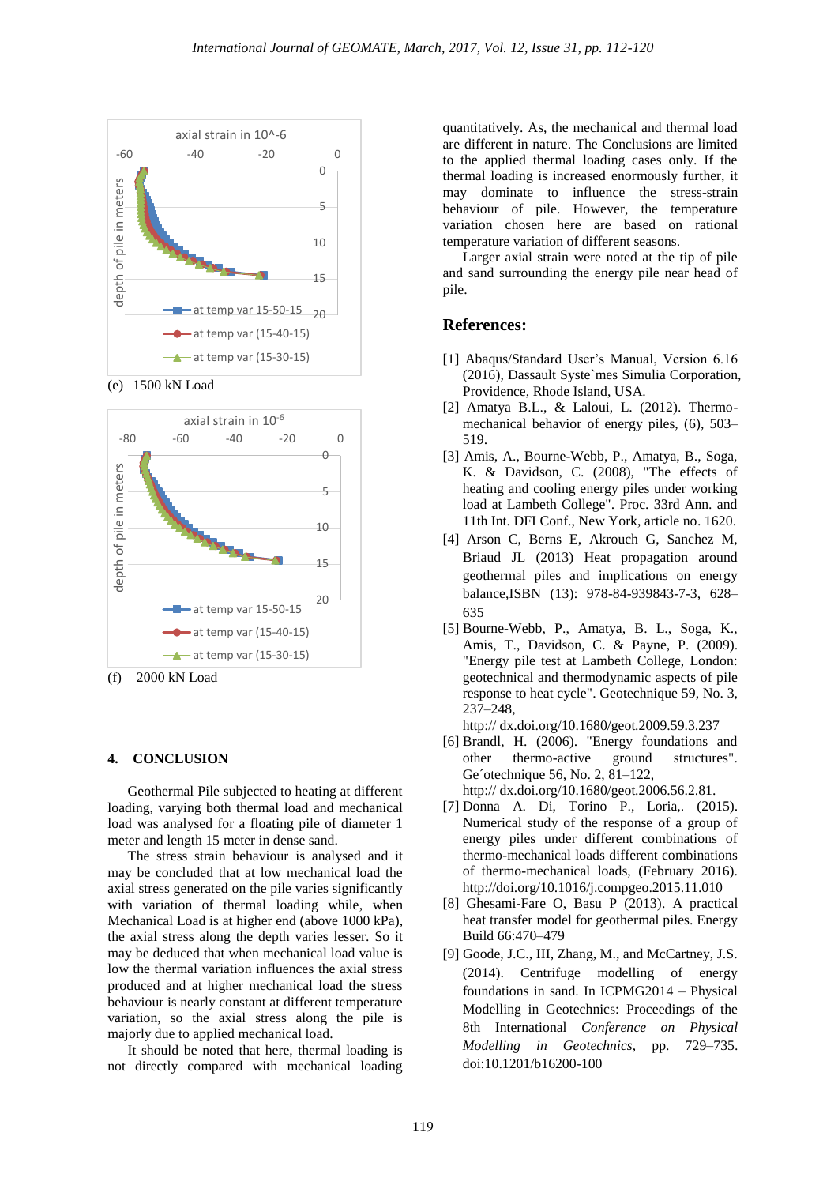(e) 1500 kN Load

(f) 2000 kN Load

## 4. CONCLUSION

Geothermal Pile subjected to heating at different loading, varying both thermal load and mechanical load was analysed for a floating pile of diameter 1 meter and length 15 meter in dense sand.

The stress strain behaviour is analysed and it may be concluded that at low mechanical load the axial stress generated on the pile varies significantly with variation of thermal loading while, when Mechanical Load is at higher end (above 1000 kPa), the axial stress along the depth varies lesser. So it may be deduced that when mechanical load value is low the thermal variation influences the axial stress produced and at higher mechanical load the stress behaviour is nearly constant at different temperature variation, so the axial stress along the pile is majorly due to applied mechanical load.

It should be noted that here, thermal loading is not directly compared with mechanical loading quantitatively. As, the mechanical and thermal load are different in nature. The Conclusions are limited to the applied thermal loading cases only. If the thermal loading is increased enormously further, it may dominate to influence the stress-strain behaviour of pile. However, the temperature variation chosen here are based on rational temperature variation of different seasons.

Larger axial strain were noted at the tip of pile and sand surrounding the energy pile near head of pile.

## References:

[1] Abaqus/Standard User's Manual, Version 6.16 (2016), Dassault Syste`mes Simulia Corporation, Providence, Rhode Island, USA.

[2] Amatya B.L., & Laloui, L. (2012). Thermo-mechanical behavior of energy piles, (6), 503–519.

[3] Amis, A., Bourne-Webb, P., Amatya, B., Soga, K. & Davidson, C. (2008), "The effects of heating and cooling energy piles under working load at Lambeth College". Proc. 33rd Ann. and 11th Int. DFI Conf., New York, article no. 1620.

[4] Arson C, Berns E, Akrouch G, Sanchez M, Briaud JL (2013) Heat propagation around geothermal piles and implications on energy balance,ISBN (13): 978-84-939843-7-3, 628–635

[5] Bourne-Webb, P., Amatya, B. L., Soga, K., Amis, T., Davidson, C. & Payne, P. (2009). "Energy pile test at Lambeth College, London: geotechnical and thermodynamic aspects of pile response to heat cycle". Geotechnique 59, No. 3, 237–248, http:// dx.doi.org/10.1680/geot.2009.59.3.237

[6] Brandl, H. (2006). "Energy foundations and other thermo-active ground structures". Ge´otechnique 56, No. 2, 81–122, http:// dx.doi.org/10.1680/geot.2006.56.2.81.

[7] Donna A. Di, Torino P., Loria,. (2015). Numerical study of the response of a group of energy piles under different combinations of thermo-mechanical loads different combinations of thermo-mechanical loads, (February 2016). http://doi.org/10.1016/j.compgeo.2015.11.010

[8] Ghesami-Fare O, Basu P (2013). A practical heat transfer model for geothermal piles. Energy Build 66:470–479

[9] Goode, J.C., III, Zhang, M., and McCartney, J.S. (2014). Centrifuge modelling of energy foundations in sand. In ICPMG2014 – Physical Modelling in Geotechnics: Proceedings of the 8th International *Conference on Physical Modelling in Geotechnics*, pp. 729–735. doi:10.1201/b16200-100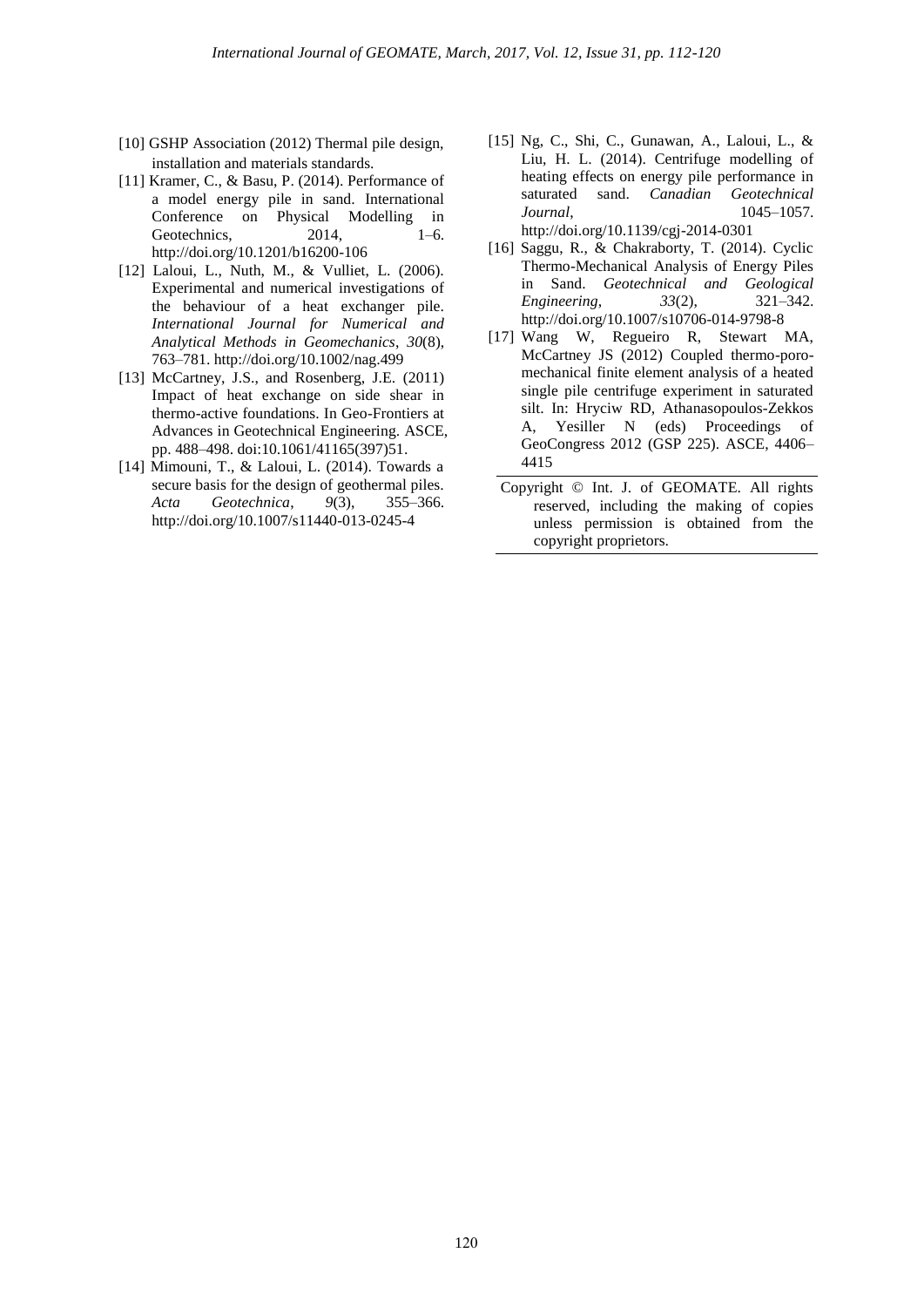[10] GSHP Association (2012) Thermal pile design, installation and materials standards.

[11] Kramer, C., & Basu, P. (2014). Performance of a model energy pile in sand. International Conference on Physical Modelling in Geotechnics, 2014, 1–6. http://doi.org/10.1201/b16200-106

[12] Laloui, L., Nuth, M., & Vulliet, L. (2006). Experimental and numerical investigations of the behaviour of a heat exchanger pile. *International Journal for Numerical and Analytical Methods in Geomechanics*, *30*(8), 763–781. http://doi.org/10.1002/nag.499

[13] McCartney, J.S., and Rosenberg, J.E. (2011) Impact of heat exchange on side shear in thermo-active foundations. In Geo-Frontiers at Advances in Geotechnical Engineering. ASCE, pp. 488–498. doi:10.1061/41165(397)51.

[14] Mimouni, T., & Laloui, L. (2014). Towards a secure basis for the design of geothermal piles. *Acta Geotechnica*, *9*(3), 355–366. http://doi.org/10.1007/s11440-013-0245-4

[15] Ng, C., Shi, C., Gunawan, A., Laloui, L., & Liu, H. L. (2014). Centrifuge modelling of heating effects on energy pile performance in saturated sand. *Canadian Geotechnical Journal*, 1045–1057. http://doi.org/10.1139/cgj-2014-0301

[16] Saggu, R., & Chakraborty, T. (2014). Cyclic Thermo-Mechanical Analysis of Energy Piles in Sand. *Geotechnical and Geological Engineering*, *33*(2), 321–342. http://doi.org/10.1007/s10706-014-9798-8

[17] Wang W, Regueiro R, Stewart MA, McCartney JS (2012) Coupled thermo-poro-mechanical finite element analysis of a heated single pile centrifuge experiment in saturated silt. In: Hryciw RD, Athanasopoulos-Zekkos A, Yesiller N (eds) Proceedings of GeoCongress 2012 (GSP 225). ASCE, 4406–4415

Copyright © Int. J. of GEOMATE. All rights reserved, including the making of copies unless permission is obtained from the copyright proprietors.